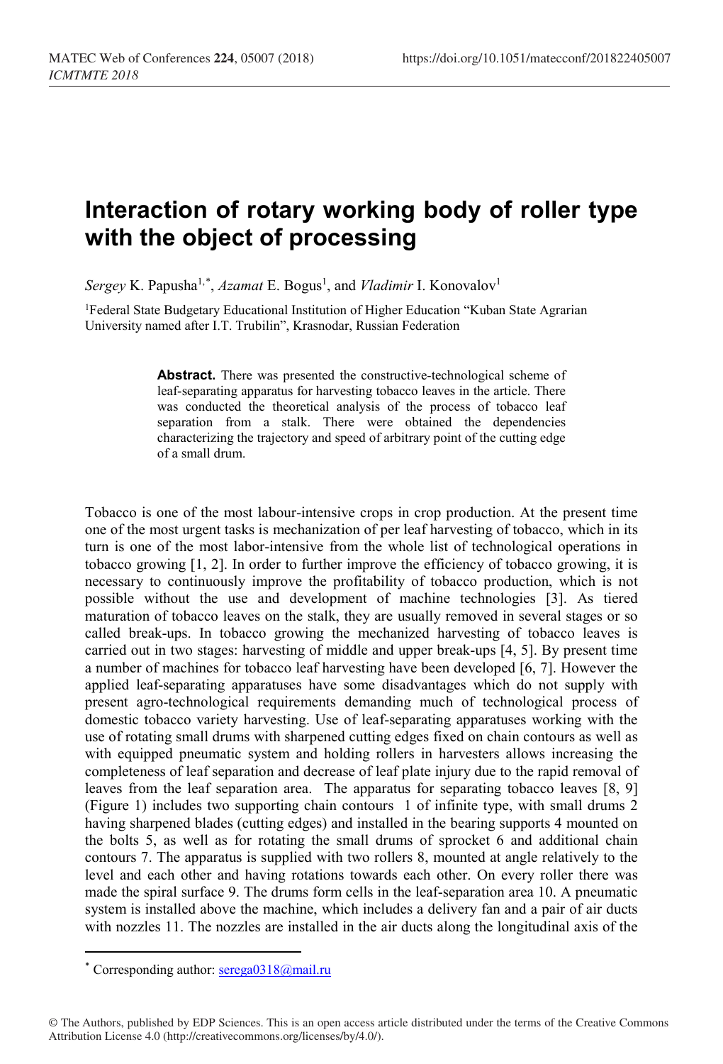# Interaction of rotary working body of roller type with the object of processing

*Sergey* K. Papusha[1,*], *Azamat* E. Bogus[1], and *Vladimir* I. Konovalov[1]

[1]Federal State Budgetary Educational Institution of Higher Education "Kuban State Agrarian University named after I.T. Trubilin", Krasnodar, Russian Federation

> **Abstract.** There was presented the constructive-technological scheme of leaf-separating apparatus for harvesting tobacco leaves in the article. There was conducted the theoretical analysis of the process of tobacco leaf separation from a stalk. There were obtained the dependencies characterizing the trajectory and speed of arbitrary point of the cutting edge of a small drum.

Tobacco is one of the most labour-intensive crops in crop production. At the present time one of the most urgent tasks is mechanization of per leaf harvesting of tobacco, which in its turn is one of the most labor-intensive from the whole list of technological operations in tobacco growing [1, 2]. In order to further improve the efficiency of tobacco growing, it is necessary to continuously improve the profitability of tobacco production, which is not possible without the use and development of machine technologies [3]. As tiered maturation of tobacco leaves on the stalk, they are usually removed in several stages or so called break-ups. In tobacco growing the mechanized harvesting of tobacco leaves is carried out in two stages: harvesting of middle and upper break-ups [4, 5]. By present time a number of machines for tobacco leaf harvesting have been developed [6, 7]. However the applied leaf-separating apparatuses have some disadvantages which do not supply with present agro-technological requirements demanding much of technological process of domestic tobacco variety harvesting. Use of leaf-separating apparatuses working with the use of rotating small drums with sharpened cutting edges fixed on chain contours as well as with equipped pneumatic system and holding rollers in harvesters allows increasing the completeness of leaf separation and decrease of leaf plate injury due to the rapid removal of leaves from the leaf separation area. The apparatus for separating tobacco leaves [8, 9] (Figure 1) includes two supporting chain contours 1 of infinite type, with small drums 2 having sharpened blades (cutting edges) and installed in the bearing supports 4 mounted on the bolts 5, as well as for rotating the small drums of sprocket 6 and additional chain contours 7. The apparatus is supplied with two rollers 8, mounted at angle relatively to the level and each other and having rotations towards each other. On every roller there was made the spiral surface 9. The drums form cells in the leaf-separation area 10. A pneumatic system is installed above the machine, which includes a delivery fan and a pair of air ducts with nozzles 11. The nozzles are installed in the air ducts along the longitudinal axis of the

[*] Corresponding author: serega0318@mail.ru

© The Authors, published by EDP Sciences. This is an open access article distributed under the terms of the Creative Commons Attribution License 4.0 (http://creativecommons.org/licenses/by/4.0/).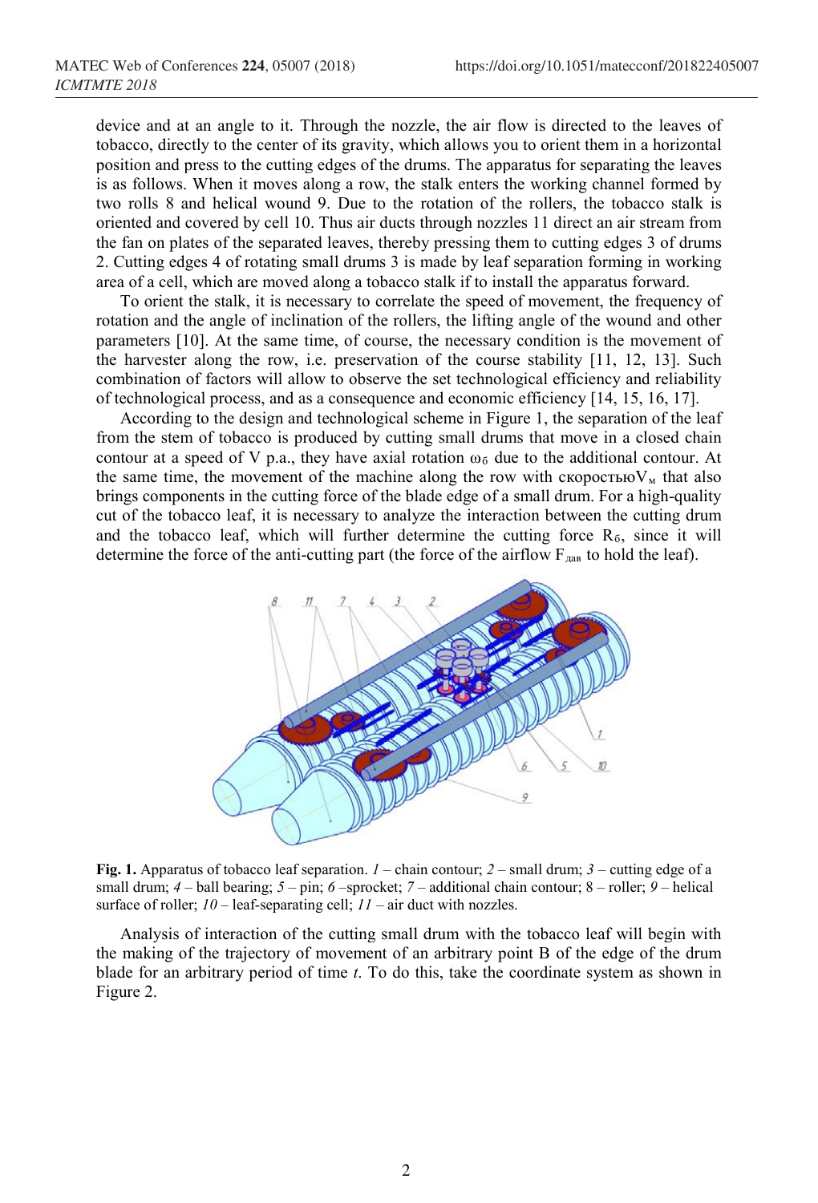device and at an angle to it. Through the nozzle, the air flow is directed to the leaves of tobacco, directly to the center of its gravity, which allows you to orient them in a horizontal position and press to the cutting edges of the drums. The apparatus for separating the leaves is as follows. When it moves along a row, the stalk enters the working channel formed by two rolls 8 and helical wound 9. Due to the rotation of the rollers, the tobacco stalk is oriented and covered by cell 10. Thus air ducts through nozzles 11 direct an air stream from the fan on plates of the separated leaves, thereby pressing them to cutting edges 3 of drums 2. Cutting edges 4 of rotating small drums 3 is made by leaf separation forming in working area of a cell, which are moved along a tobacco stalk if to install the apparatus forward.

To orient the stalk, it is necessary to correlate the speed of movement, the frequency of rotation and the angle of inclination of the rollers, the lifting angle of the wound and other parameters [10]. At the same time, of course, the necessary condition is the movement of the harvester along the row, i.e. preservation of the course stability [11, 12, 13]. Such combination of factors will allow to observe the set technological efficiency and reliability of technological process, and as a consequence and economic efficiency [14, 15, 16, 17].

According to the design and technological scheme in Figure 1, the separation of the leaf from the stem of tobacco is produced by cutting small drums that move in a closed chain contour at a speed of V p.a., they have axial rotation $\omega_б$ due to the additional contour. At the same time, the movement of the machine along the row with скоростью$V_м$ that also brings components in the cutting force of the blade edge of a small drum. For a high-quality cut of the tobacco leaf, it is necessary to analyze the interaction between the cutting drum and the tobacco leaf, which will further determine the cutting force $R_б$, since it will determine the force of the anti-cutting part (the force of the airflow $F_{дав}$ to hold the leaf).

**Fig. 1.** Apparatus of tobacco leaf separation. *1* – chain contour; *2* – small drum; *3* – cutting edge of a small drum; *4* – ball bearing; *5* – pin; *6* –sprocket; *7* – additional chain contour; 8 – roller; *9* – helical surface of roller; *10* – leaf-separating cell; *11* – air duct with nozzles.

Analysis of interaction of the cutting small drum with the tobacco leaf will begin with the making of the trajectory of movement of an arbitrary point B of the edge of the drum blade for an arbitrary period of time *t*. To do this, take the coordinate system as shown in Figure 2.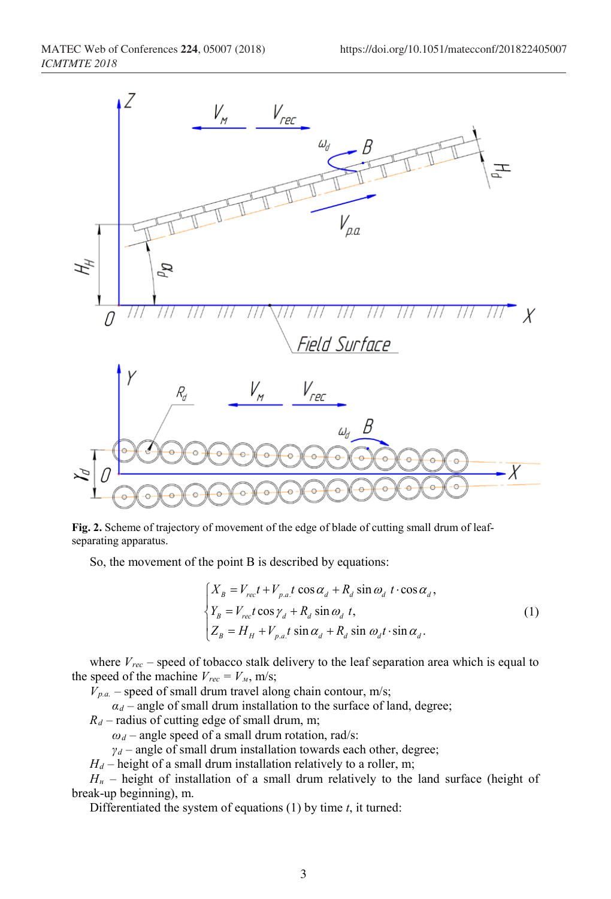**Fig. 2.** Scheme of trajectory of movement of the edge of blade of cutting small drum of leaf-separating apparatus.

So, the movement of the point B is described by equations:

$$\begin{cases} X_B = V_{rec} t + V_{p.a.} t \cos\alpha_d + R_d \sin\omega_d\, t \cdot \cos\alpha_d, \\ Y_B = V_{rec} t \cos\gamma_d + R_d \sin\omega_d\, t, \\ Z_B = H_H + V_{p.a.} t \sin\alpha_d + R_d \sin\, \omega_d t \cdot \sin\alpha_d. \end{cases} \quad (1)$$

where $V_{rec}$ – speed of tobacco stalk delivery to the leaf separation area which is equal to the speed of the machine $V_{rec} = V_M$, m/s;

$V_{p.a.}$ – speed of small drum travel along chain contour, m/s;

$\alpha_d$ – angle of small drum installation to the surface of land, degree;

$R_d$ – radius of cutting edge of small drum, m;

$\omega_d$ – angle speed of a small drum rotation, rad/s:

$\gamma_d$ – angle of small drum installation towards each other, degree;

$H_d$ – height of a small drum installation relatively to a roller, m;

$H_н$ – height of installation of a small drum relatively to the land surface (height of break-up beginning), m.

Differentiated the system of equations (1) by time $t$, it turned: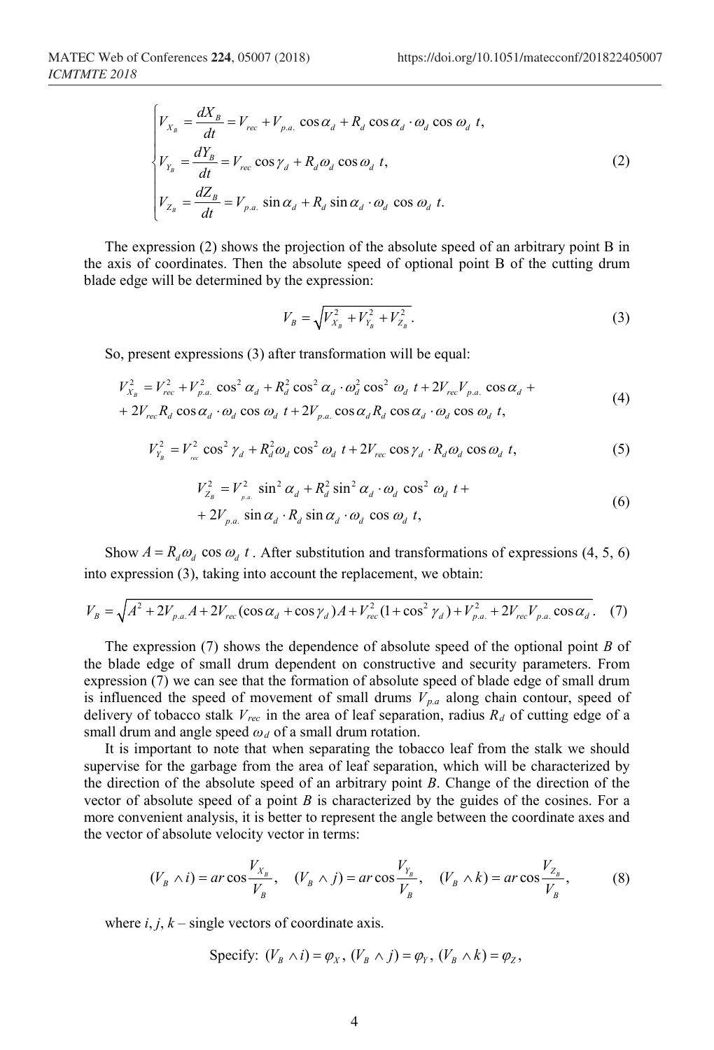$$
\begin{cases}
V_{X_B} = \dfrac{dX_B}{dt} = V_{rec} + V_{p.a.} \cos\alpha_d + R_d \cos\alpha_d \cdot \omega_d \cos\omega_d\, t, \\
V_{Y_B} = \dfrac{dY_B}{dt} = V_{rec} \cos\gamma_d + R_d \omega_d \cos\omega_d\, t, \\
V_{Z_B} = \dfrac{dZ_B}{dt} = V_{p.a.} \sin\alpha_d + R_d \sin\alpha_d \cdot \omega_d \cos\omega_d\, t.
\end{cases}
\tag{2}
$$

The expression (2) shows the projection of the absolute speed of an arbitrary point B in the axis of coordinates. Then the absolute speed of optional point B of the cutting drum blade edge will be determined by the expression:

$$
V_B = \sqrt{V_{X_B}^2 + V_{Y_B}^2 + V_{Z_B}^2}. \tag{3}
$$

So, present expressions (3) after transformation will be equal:

$$
\begin{aligned}
V_{X_B}^2 &= V_{rec}^2 + V_{p.a.}^2 \cos^2\alpha_d + R_d^2 \cos^2\alpha_d \cdot \omega_d^2 \cos^2\omega_d\, t + 2V_{rec} V_{p.a.} \cos\alpha_d + \\
&+ 2V_{rec} R_d \cos\alpha_d \cdot \omega_d \cos\omega_d\, t + 2V_{p.a.} \cos\alpha_d R_d \cos\alpha_d \cdot \omega_d \cos\omega_d\, t,
\end{aligned}
\tag{4}
$$

$$
V_{Y_B}^2 = V_{rec}^2 \cos^2\gamma_d + R_d^2 \omega_d \cos^2\omega_d\, t + 2V_{rec} \cos\gamma_d \cdot R_d \omega_d \cos\omega_d\, t, \tag{5}
$$

$$
\begin{aligned}
V_{Z_B}^2 &= V_{p.a.}^2 \sin^2\alpha_d + R_d^2 \sin^2\alpha_d \cdot \omega_d \cos^2\omega_d\, t + \\
&+ 2V_{p.a.} \sin\alpha_d \cdot R_d \sin\alpha_d \cdot \omega_d \cos\omega_d\, t,
\end{aligned}
\tag{6}
$$

Show $A = R_d \omega_d \cos\omega_d\, t$. After substitution and transformations of expressions (4, 5, 6) into expression (3), taking into account the replacement, we obtain:

$$
V_B = \sqrt{A^2 + 2V_{p.a.} A + 2V_{rec} (\cos\alpha_d + \cos\gamma_d) A + V_{rec}^2 (1 + \cos^2\gamma_d) + V_{p.a.}^2 + 2V_{rec} V_{p.a.} \cos\alpha_d}. \tag{7}
$$

The expression (7) shows the dependence of absolute speed of the optional point *B* of the blade edge of small drum dependent on constructive and security parameters. From expression (7) we can see that the formation of absolute speed of blade edge of small drum is influenced the speed of movement of small drums $V_{p.a}$ along chain contour, speed of delivery of tobacco stalk $V_{rec}$ in the area of leaf separation, radius $R_d$ of cutting edge of a small drum and angle speed $\omega_d$ of a small drum rotation.

It is important to note that when separating the tobacco leaf from the stalk we should supervise for the garbage from the area of leaf separation, which will be characterized by the direction of the absolute speed of an arbitrary point *B*. Change of the direction of the vector of absolute speed of a point *B* is characterized by the guides of the cosines. For a more convenient analysis, it is better to represent the angle between the coordinate axes and the vector of absolute velocity vector in terms:

$$
(V_B \wedge i) = ar\cos\frac{V_{X_B}}{V_B}, \quad (V_B \wedge j) = ar\cos\frac{V_{Y_B}}{V_B}, \quad (V_B \wedge k) = ar\cos\frac{V_{Z_B}}{V_B}, \tag{8}
$$

where *i*, *j*, *k* – single vectors of coordinate axis.

Specify: $(V_B \wedge i) = \varphi_X$, $(V_B \wedge j) = \varphi_Y$, $(V_B \wedge k) = \varphi_Z$,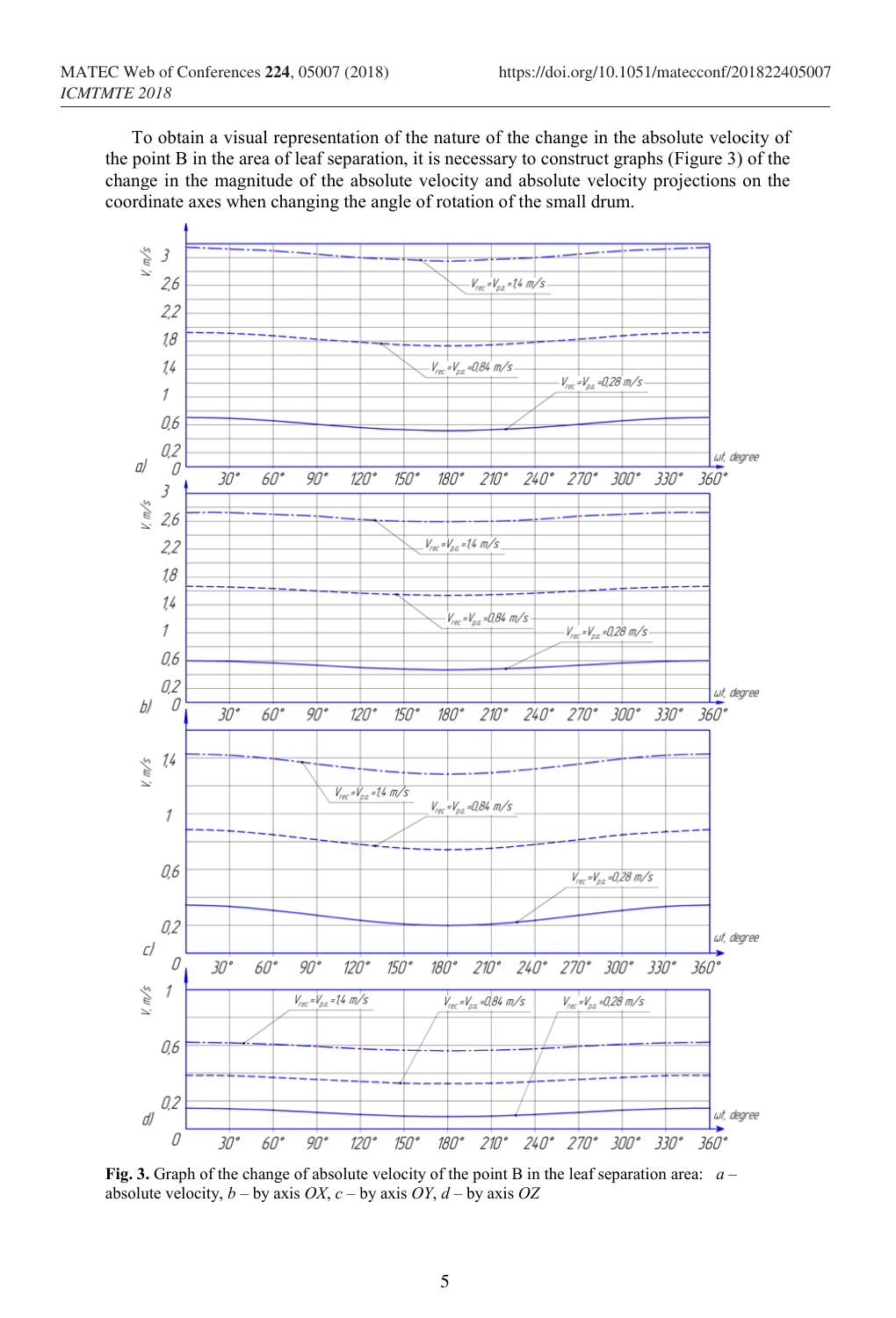To obtain a visual representation of the nature of the change in the absolute velocity of the point B in the area of leaf separation, it is necessary to construct graphs (Figure 3) of the change in the magnitude of the absolute velocity and absolute velocity projections on the coordinate axes when changing the angle of rotation of the small drum.

**Fig. 3.** Graph of the change of absolute velocity of the point B in the leaf separation area: *a* – absolute velocity, *b* – by axis *OX*, *c* – by axis *OY*, *d* – by axis *OZ*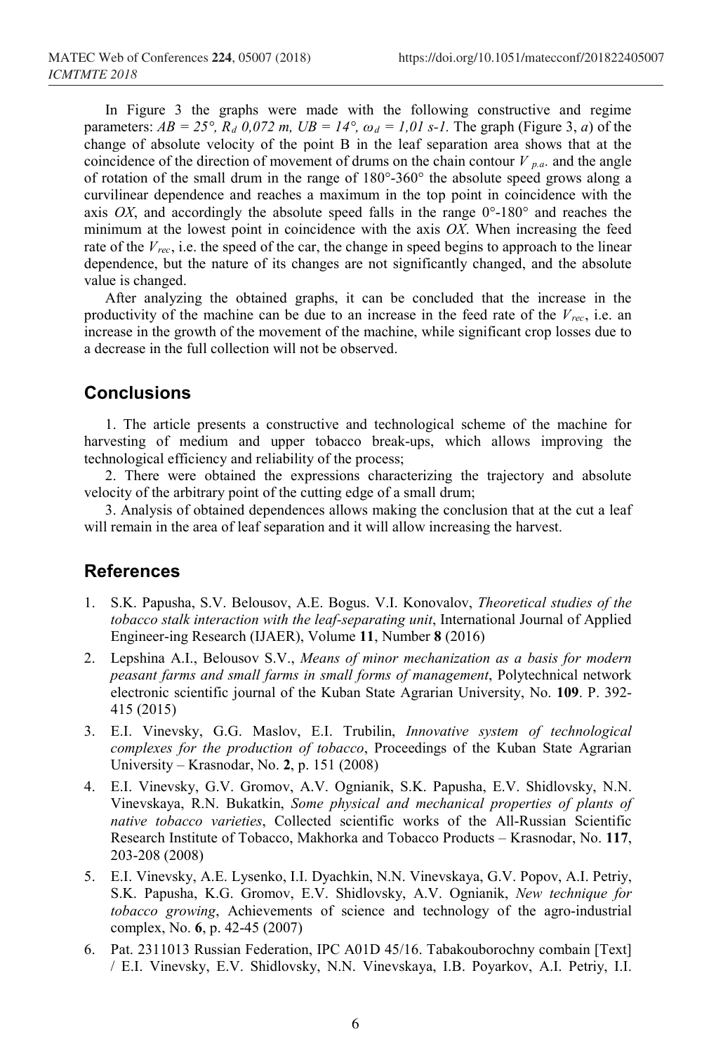In Figure 3 the graphs were made with the following constructive and regime parameters: $AB = 25°$, $R_d$ 0,072 m, $UB = 14°$, $\omega_d = 1{,}01$ s-1. The graph (Figure 3, *a*) of the change of absolute velocity of the point B in the leaf separation area shows that at the coincidence of the direction of movement of drums on the chain contour $V_{p.a.}$ and the angle of rotation of the small drum in the range of 180°-360° the absolute speed grows along a curvilinear dependence and reaches a maximum in the top point in coincidence with the axis *OX*, and accordingly the absolute speed falls in the range 0°-180° and reaches the minimum at the lowest point in coincidence with the axis *OX*. When increasing the feed rate of the $V_{rec}$, i.e. the speed of the car, the change in speed begins to approach to the linear dependence, but the nature of its changes are not significantly changed, and the absolute value is changed.

After analyzing the obtained graphs, it can be concluded that the increase in the productivity of the machine can be due to an increase in the feed rate of the $V_{rec}$, i.e. an increase in the growth of the movement of the machine, while significant crop losses due to a decrease in the full collection will not be observed.

## Conclusions

1. The article presents a constructive and technological scheme of the machine for harvesting of medium and upper tobacco break-ups, which allows improving the technological efficiency and reliability of the process;

2. There were obtained the expressions characterizing the trajectory and absolute velocity of the arbitrary point of the cutting edge of a small drum;

3. Analysis of obtained dependences allows making the conclusion that at the cut a leaf will remain in the area of leaf separation and it will allow increasing the harvest.

## References

1. S.K. Papusha, S.V. Belousov, A.E. Bogus. V.I. Konovalov, *Theoretical studies of the tobacco stalk interaction with the leaf-separating unit*, International Journal of Applied Engineer-ing Research (IJAER), Volume **11**, Number **8** (2016)
2. Lepshina A.I., Belousov S.V., *Means of minor mechanization as a basis for modern peasant farms and small farms in small forms of management*, Polytechnical network electronic scientific journal of the Kuban State Agrarian University, No. **109**. P. 392-415 (2015)
3. E.I. Vinevsky, G.G. Maslov, E.I. Trubilin, *Innovative system of technological complexes for the production of tobacco*, Proceedings of the Kuban State Agrarian University – Krasnodar, No. **2**, p. 151 (2008)
4. E.I. Vinevsky, G.V. Gromov, A.V. Ognianik, S.K. Papusha, E.V. Shidlovsky, N.N. Vinevskaya, R.N. Bukatkin, *Some physical and mechanical properties of plants of native tobacco varieties*, Collected scientific works of the All-Russian Scientific Research Institute of Tobacco, Makhorka and Tobacco Products – Krasnodar, No. **117**, 203-208 (2008)
5. E.I. Vinevsky, A.E. Lysenko, I.I. Dyachkin, N.N. Vinevskaya, G.V. Popov, A.I. Petriy, S.K. Papusha, K.G. Gromov, E.V. Shidlovsky, A.V. Ognianik, *New technique for tobacco growing*, Achievements of science and technology of the agro-industrial complex, No. **6**, p. 42-45 (2007)
6. Pat. 2311013 Russian Federation, IPC A01D 45/16. Tabakouborochny combain [Text] / E.I. Vinevsky, E.V. Shidlovsky, N.N. Vinevskaya, I.B. Poyarkov, A.I. Petriy, I.I.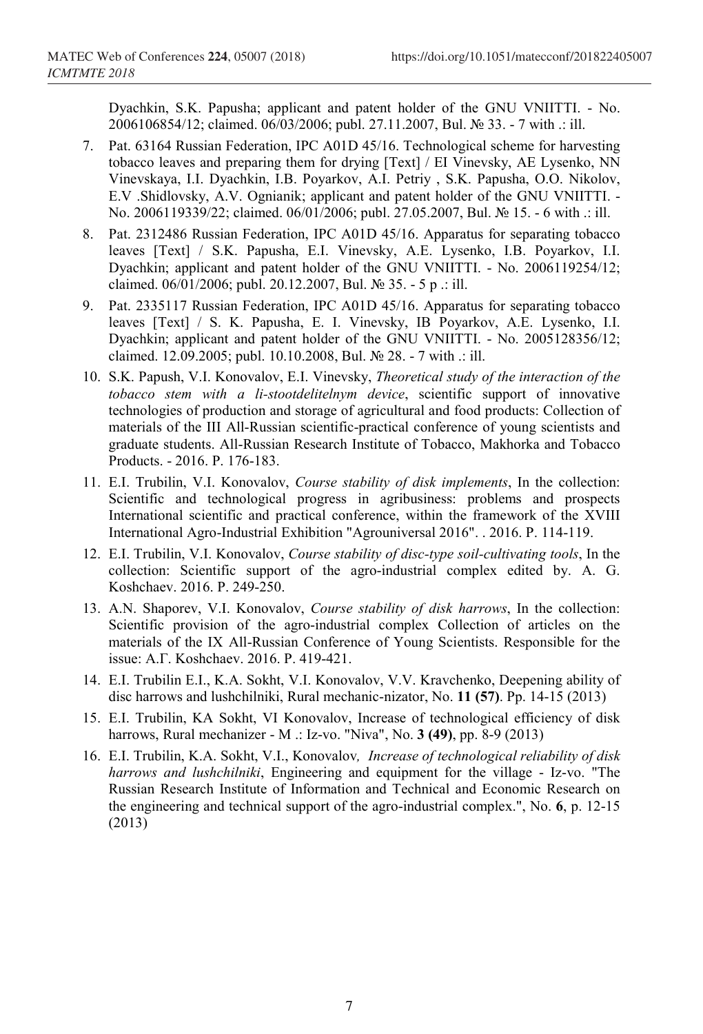Dyachkin, S.K. Papusha; applicant and patent holder of the GNU VNIITTI. - No. 2006106854/12; claimed. 06/03/2006; publ. 27.11.2007, Bul. № 33. - 7 with .: ill.

7. Pat. 63164 Russian Federation, IPC A01D 45/16. Technological scheme for harvesting tobacco leaves and preparing them for drying [Text] / EI Vinevsky, AE Lysenko, NN Vinevskaya, I.I. Dyachkin, I.B. Poyarkov, A.I. Petriy , S.K. Papusha, O.O. Nikolov, E.V .Shidlovsky, A.V. Ognianik; applicant and patent holder of the GNU VNIITTI. - No. 2006119339/22; claimed. 06/01/2006; publ. 27.05.2007, Bul. № 15. - 6 with .: ill.
8. Pat. 2312486 Russian Federation, IPC A01D 45/16. Apparatus for separating tobacco leaves [Text] / S.K. Papusha, E.I. Vinevsky, A.E. Lysenko, I.B. Poyarkov, I.I. Dyachkin; applicant and patent holder of the GNU VNIITTI. - No. 2006119254/12; claimed. 06/01/2006; publ. 20.12.2007, Bul. № 35. - 5 p .: ill.
9. Pat. 2335117 Russian Federation, IPC A01D 45/16. Apparatus for separating tobacco leaves [Text] / S. K. Papusha, E. I. Vinevsky, IB Poyarkov, A.E. Lysenko, I.I. Dyachkin; applicant and patent holder of the GNU VNIITTI. - No. 2005128356/12; claimed. 12.09.2005; publ. 10.10.2008, Bul. № 28. - 7 with .: ill.
10. S.K. Papush, V.I. Konovalov, E.I. Vinevsky, *Theoretical study of the interaction of the tobacco stem with a li-stootdelitelnym device*, scientific support of innovative technologies of production and storage of agricultural and food products: Collection of materials of the III All-Russian scientific-practical conference of young scientists and graduate students. All-Russian Research Institute of Tobacco, Makhorka and Tobacco Products. - 2016. P. 176-183.
11. E.I. Trubilin, V.I. Konovalov, *Course stability of disk implements*, In the collection: Scientific and technological progress in agribusiness: problems and prospects International scientific and practical conference, within the framework of the XVIII International Agro-Industrial Exhibition "Agrouniversal 2016". . 2016. P. 114-119.
12. E.I. Trubilin, V.I. Konovalov, *Course stability of disc-type soil-cultivating tools*, In the collection: Scientific support of the agro-industrial complex edited by. A. G. Koshchaev. 2016. P. 249-250.
13. A.N. Shaporev, V.I. Konovalov, *Course stability of disk harrows*, In the collection: Scientific provision of the agro-industrial complex Collection of articles on the materials of the IX All-Russian Conference of Young Scientists. Responsible for the issue: A.Г. Koshchaev. 2016. P. 419-421.
14. E.I. Trubilin E.I., K.A. Sokht, V.I. Konovalov, V.V. Kravchenko, Deepening ability of disc harrows and lushchilniki, Rural mechanic-nizator, No. **11 (57)**. Pp. 14-15 (2013)
15. E.I. Trubilin, KA Sokht, VI Konovalov, Increase of technological efficiency of disk harrows, Rural mechanizer - M .: Iz-vo. "Niva", No. **3 (49)**, pp. 8-9 (2013)
16. E.I. Trubilin, K.A. Sokht, V.I., Konovalov*, Increase of technological reliability of disk harrows and lushchilniki*, Engineering and equipment for the village - Iz-vo. "The Russian Research Institute of Information and Technical and Economic Research on the engineering and technical support of the agro-industrial complex.", No. **6**, p. 12-15 (2013)